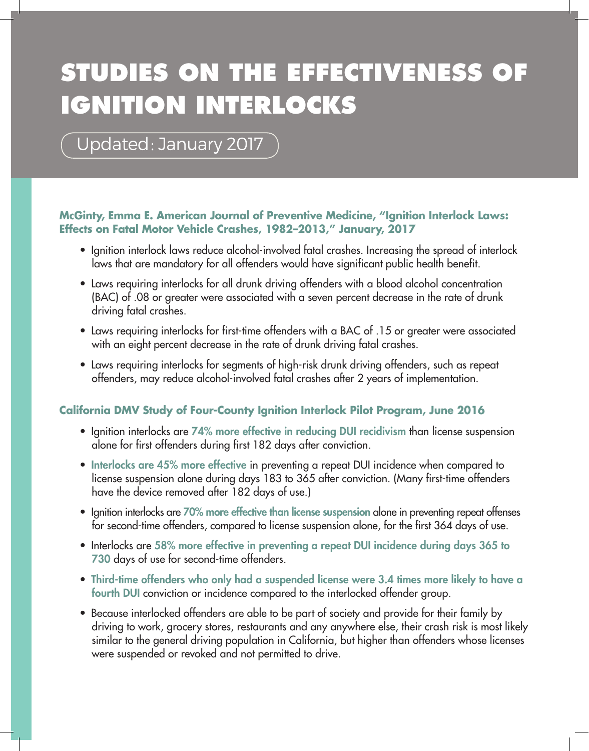# STUDIES ON THE EFFECTIVENESS OF IGNITION INTERLOCKS

Updated: January 2017

**McGinty, Emma E. American Journal of Preventive Medicine, "Ignition Interlock Laws: Effects on Fatal Motor Vehicle Crashes, 1982–2013," January, 2017**

- Ignition interlock laws reduce alcohol-involved fatal crashes. Increasing the spread of interlock laws that are mandatory for all offenders would have significant public health benefit.
- Laws requiring interlocks for all drunk driving offenders with a blood alcohol concentration (BAC) of .08 or greater were associated with a seven percent decrease in the rate of drunk driving fatal crashes.
- Laws requiring interlocks for first-time offenders with a BAC of .15 or greater were associated with an eight percent decrease in the rate of drunk driving fatal crashes.
- Laws requiring interlocks for segments of high-risk drunk driving offenders, such as repeat offenders, may reduce alcohol-involved fatal crashes after 2 years of implementation.

**California DMV Study of Four-County Ignition Interlock Pilot Program, June 2016**

- Ignition interlocks are **74% more effective in reducing DUI recidivism** than license suspension alone for first offenders during first 182 days after conviction.
- **Interlocks are 45% more effective** in preventing a repeat DUI incidence when compared to license suspension alone during days 183 to 365 after conviction. (Many first-time offenders have the device removed after 182 days of use.)
- Ignition interlocks are **70% more effective than license suspension** alone in preventing repeat offenses for second-time offenders, compared to license suspension alone, for the first 364 days of use.
- Interlocks are **58% more effective in preventing a repeat DUI incidence during days 365 to 730** days of use for second-time offenders.
- **Third-time offenders who only had a suspended license were 3.4 times more likely to have a fourth DUI** conviction or incidence compared to the interlocked offender group.
- Because interlocked offenders are able to be part of society and provide for their family by driving to work, grocery stores, restaurants and any anywhere else, their crash risk is most likely similar to the general driving population in California, but higher than offenders whose licenses were suspended or revoked and not permitted to drive.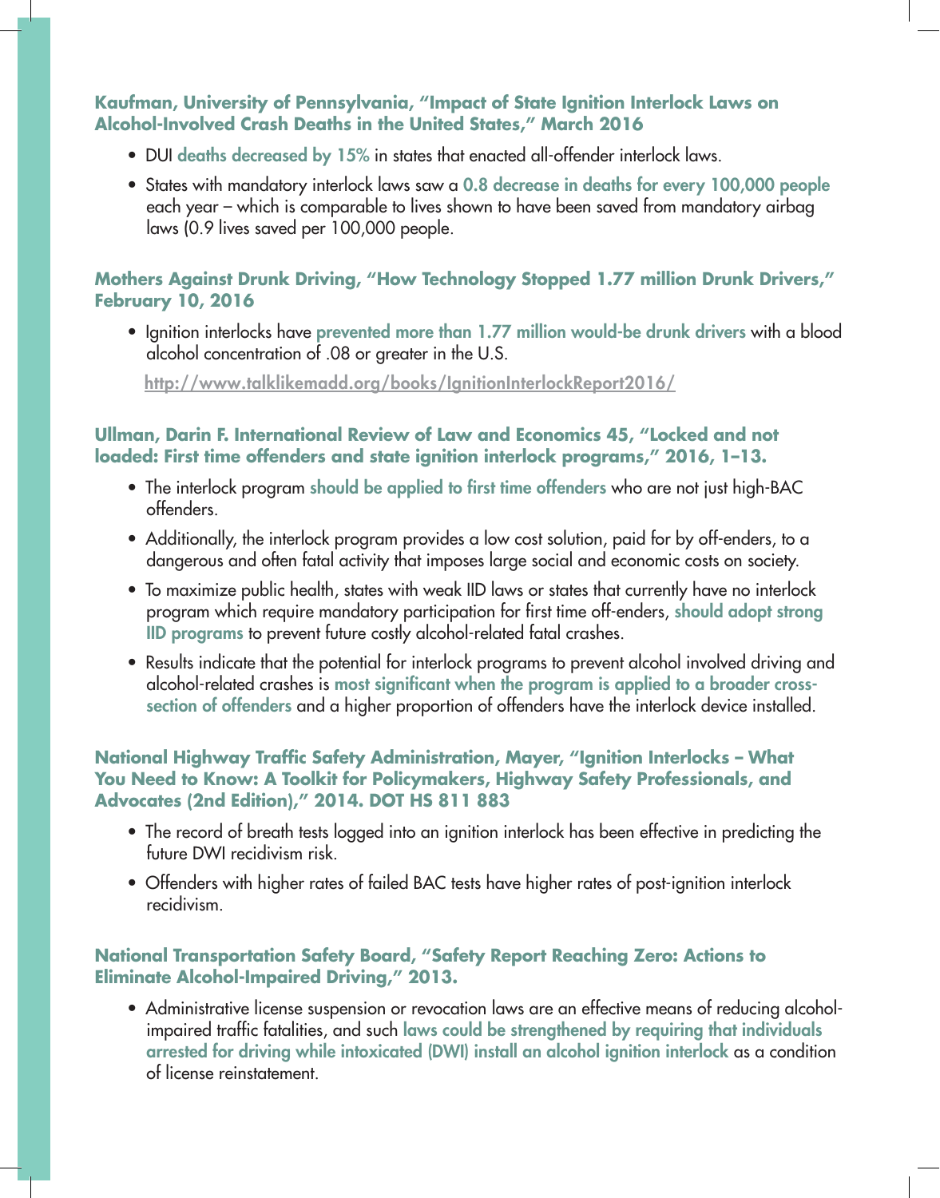**Kaufman, University of Pennsylvania, "Impact of State Ignition Interlock Laws on Alcohol-Involved Crash Deaths in the United States," March 2016**

- DUI **deaths decreased by 15%** in states that enacted all-offender interlock laws.
- States with mandatory interlock laws saw a **0.8 decrease in deaths for every 100,000 people** each year – which is comparable to lives shown to have been saved from mandatory airbag laws (0.9 lives saved per 100,000 people.

**Mothers Against Drunk Driving, "How Technology Stopped 1.77 million Drunk Drivers," February 10, 2016**

- Ignition interlocks have **prevented more than 1.77 million would-be drunk drivers** with a blood alcohol concentration of .08 or greater in the U.S.

  http://www.talklikemadd.org/books/IgnitionInterlockReport2016/

**Ullman, Darin F. International Review of Law and Economics 45, "Locked and not loaded: First time offenders and state ignition interlock programs," 2016, 1–13.**

- The interlock program **should be applied to first time offenders** who are not just high-BAC offenders.
- Additionally, the interlock program provides a low cost solution, paid for by off-enders, to a dangerous and often fatal activity that imposes large social and economic costs on society.
- To maximize public health, states with weak IID laws or states that currently have no interlock program which require mandatory participation for first time off-enders, **should adopt strong IID programs** to prevent future costly alcohol-related fatal crashes.
- Results indicate that the potential for interlock programs to prevent alcohol involved driving and alcohol-related crashes is **most significant when the program is applied to a broader cross-section of offenders** and a higher proportion of offenders have the interlock device installed.

**National Highway Traffic Safety Administration, Mayer, "Ignition Interlocks – What You Need to Know: A Toolkit for Policymakers, Highway Safety Professionals, and Advocates (2nd Edition)," 2014. DOT HS 811 883**

- The record of breath tests logged into an ignition interlock has been effective in predicting the future DWI recidivism risk.
- Offenders with higher rates of failed BAC tests have higher rates of post-ignition interlock recidivism.

**National Transportation Safety Board, "Safety Report Reaching Zero: Actions to Eliminate Alcohol-Impaired Driving," 2013.**

- Administrative license suspension or revocation laws are an effective means of reducing alcohol-impaired traffic fatalities, and such **laws could be strengthened by requiring that individuals arrested for driving while intoxicated (DWI) install an alcohol ignition interlock** as a condition of license reinstatement.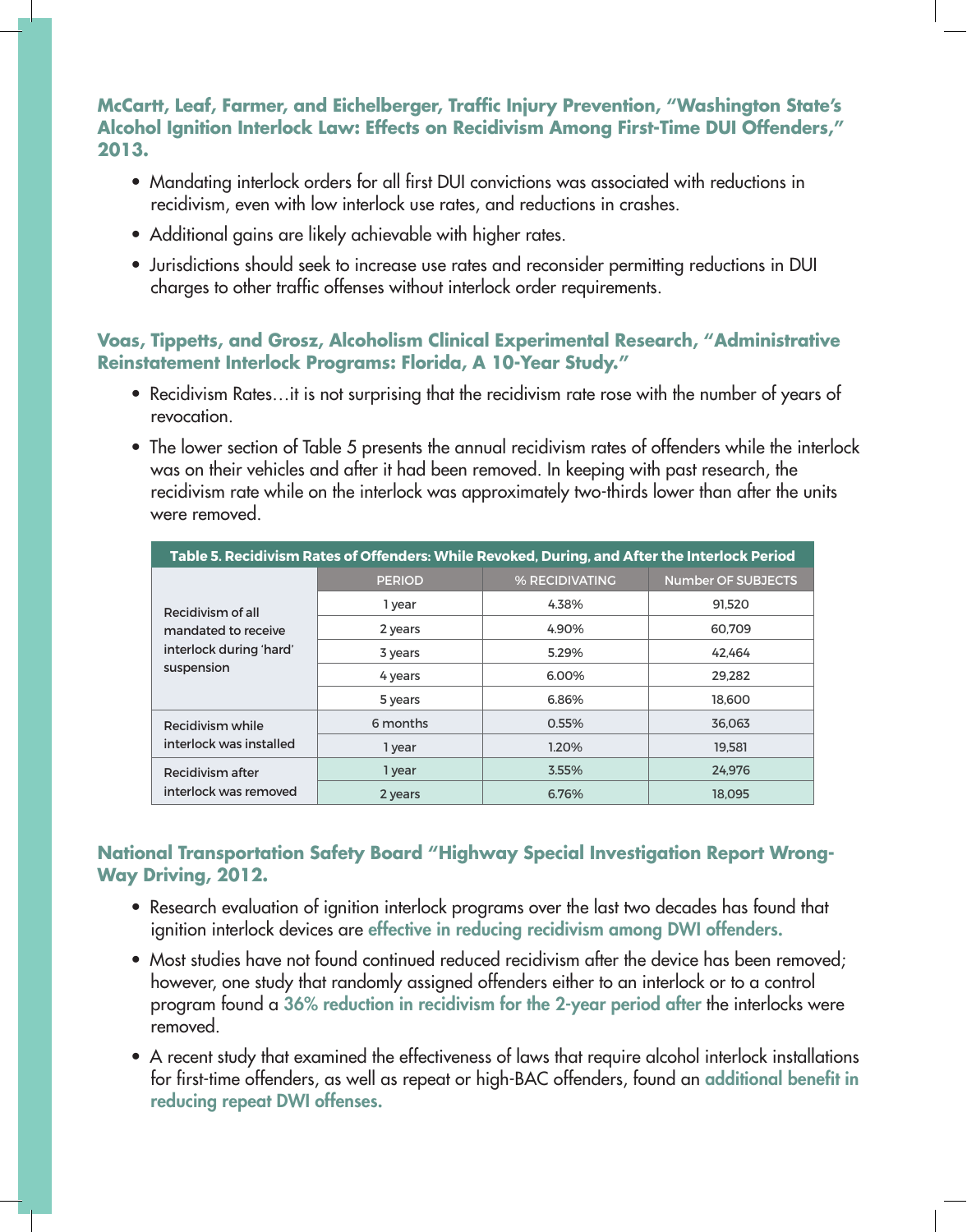**McCartt, Leaf, Farmer, and Eichelberger, Traffic Injury Prevention, "Washington State's Alcohol Ignition Interlock Law: Effects on Recidivism Among First-Time DUI Offenders," 2013.**

- Mandating interlock orders for all first DUI convictions was associated with reductions in recidivism, even with low interlock use rates, and reductions in crashes.
- Additional gains are likely achievable with higher rates.
- Jurisdictions should seek to increase use rates and reconsider permitting reductions in DUI charges to other traffic offenses without interlock order requirements.

**Voas, Tippetts, and Grosz, Alcoholism Clinical Experimental Research, "Administrative Reinstatement Interlock Programs: Florida, A 10-Year Study."**

- Recidivism Rates…it is not surprising that the recidivism rate rose with the number of years of revocation.
- The lower section of Table 5 presents the annual recidivism rates of offenders while the interlock was on their vehicles and after it had been removed. In keeping with past research, the recidivism rate while on the interlock was approximately two-thirds lower than after the units were removed.

**Table 5. Recidivism Rates of Offenders: While Revoked, During, and After the Interlock Period**

| | PERIOD | % RECIDIVATING | Number OF SUBJECTS |
|---|---|---|---|
| Recidivism of all mandated to receive interlock during 'hard' suspension | 1 year | 4.38% | 91,520 |
| | 2 years | 4.90% | 60,709 |
| | 3 years | 5.29% | 42,464 |
| | 4 years | 6.00% | 29,282 |
| | 5 years | 6.86% | 18,600 |
| Recidivism while interlock was installed | 6 months | 0.55% | 36,063 |
| | 1 year | 1.20% | 19,581 |
| Recidivism after interlock was removed | 1 year | 3.55% | 24,976 |
| | 2 years | 6.76% | 18,095 |

**National Transportation Safety Board "Highway Special Investigation Report Wrong-Way Driving, 2012.**

- Research evaluation of ignition interlock programs over the last two decades has found that ignition interlock devices are **effective in reducing recidivism among DWI offenders.**
- Most studies have not found continued reduced recidivism after the device has been removed; however, one study that randomly assigned offenders either to an interlock or to a control program found a **36% reduction in recidivism for the 2-year period after** the interlocks were removed.
- A recent study that examined the effectiveness of laws that require alcohol interlock installations for first-time offenders, as well as repeat or high-BAC offenders, found an **additional benefit in reducing repeat DWI offenses.**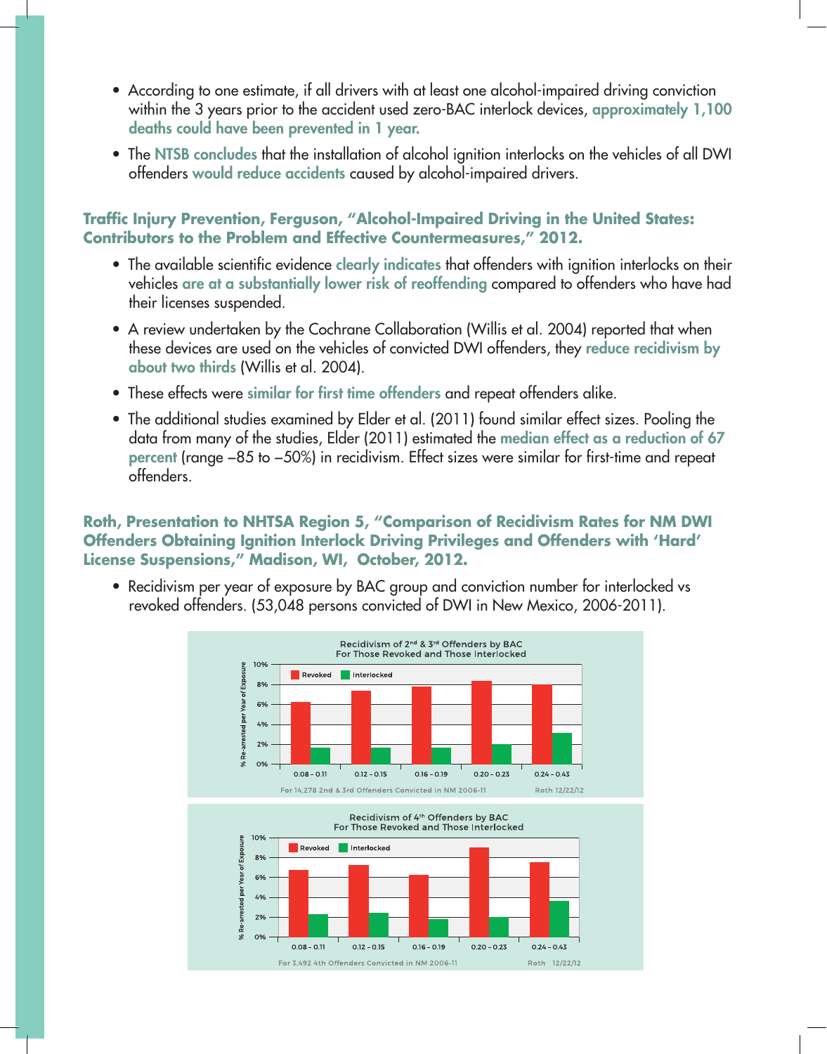- According to one estimate, if all drivers with at least one alcohol-impaired driving conviction within the 3 years prior to the accident used zero-BAC interlock devices, **approximately 1,100 deaths could have been prevented in 1 year.**
- The **NTSB concludes** that the installation of alcohol ignition interlocks on the vehicles of all DWI offenders **would reduce accidents** caused by alcohol-impaired drivers.

### Traffic Injury Prevention, Ferguson, "Alcohol-Impaired Driving in the United States: Contributors to the Problem and Effective Countermeasures," 2012.

- The available scientific evidence **clearly indicates** that offenders with ignition interlocks on their vehicles **are at a substantially lower risk of reoffending** compared to offenders who have had their licenses suspended.
- A review undertaken by the Cochrane Collaboration (Willis et al. 2004) reported that when these devices are used on the vehicles of convicted DWI offenders, they **reduce recidivism by about two thirds** (Willis et al. 2004).
- These effects were **similar for first time offenders** and repeat offenders alike.
- The additional studies examined by Elder et al. (2011) found similar effect sizes. Pooling the data from many of the studies, Elder (2011) estimated the **median effect as a reduction of 67 percent** (range −85 to −50%) in recidivism. Effect sizes were similar for first-time and repeat offenders.

### Roth, Presentation to NHTSA Region 5, "Comparison of Recidivism Rates for NM DWI Offenders Obtaining Ignition Interlock Driving Privileges and Offenders with 'Hard' License Suspensions," Madison, WI, October, 2012.

- Recidivism per year of exposure by BAC group and conviction number for interlocked vs revoked offenders. (53,048 persons convicted of DWI in New Mexico, 2006-2011).

Recidivism of 2nd & 3rd Offenders by BAC
For Those Revoked and Those Interlocked

% Re-arrested per Year of Exposure (Revoked / Interlocked) for BAC groups 0.08 – 0.11, 0.12 – 0.15, 0.16 – 0.19, 0.20 – 0.23, 0.24 – 0.43

For 14,278 2nd & 3rd Offenders Convicted in NM 2006-11 — Roth 12/22/12

Recidivism of 4th Offenders by BAC
For Those Revoked and Those Interlocked

% Re-arrested per Year of Exposure (Revoked / Interlocked) for BAC groups 0.08 – 0.11, 0.12 – 0.15, 0.16 – 0.19, 0.20 – 0.23, 0.24 – 0.43

For 3,492 4th Offenders Convicted in NM 2006-11 — Roth 12/22/12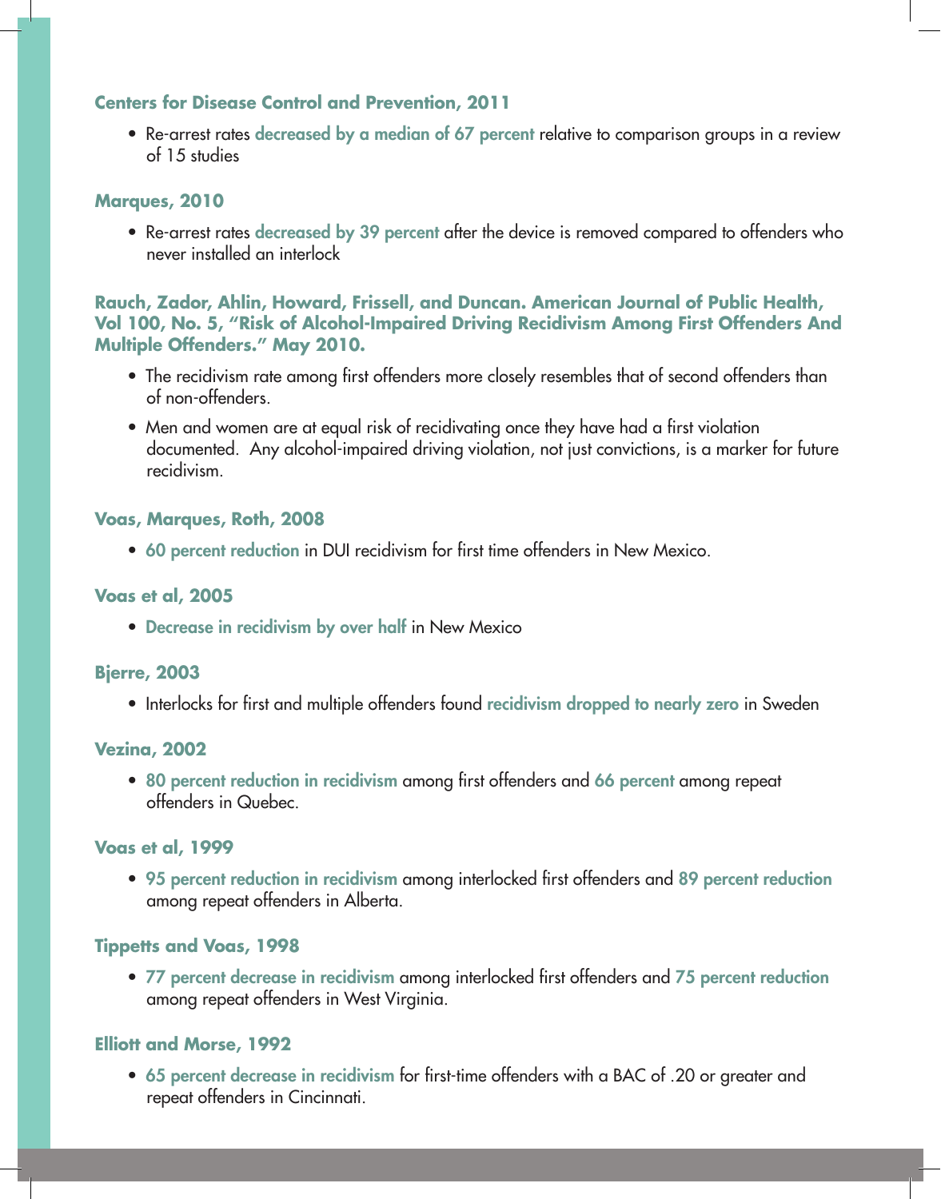**Centers for Disease Control and Prevention, 2011**

- Re-arrest rates **decreased by a median of 67 percent** relative to comparison groups in a review of 15 studies

**Marques, 2010**

- Re-arrest rates **decreased by 39 percent** after the device is removed compared to offenders who never installed an interlock

**Rauch, Zador, Ahlin, Howard, Frissell, and Duncan. American Journal of Public Health, Vol 100, No. 5, "Risk of Alcohol-Impaired Driving Recidivism Among First Offenders And Multiple Offenders." May 2010.**

- The recidivism rate among first offenders more closely resembles that of second offenders than of non-offenders.
- Men and women are at equal risk of recidivating once they have had a first violation documented. Any alcohol-impaired driving violation, not just convictions, is a marker for future recidivism.

**Voas, Marques, Roth, 2008**

- **60 percent reduction** in DUI recidivism for first time offenders in New Mexico.

**Voas et al, 2005**

- **Decrease in recidivism by over half** in New Mexico

**Bjerre, 2003**

- Interlocks for first and multiple offenders found **recidivism dropped to nearly zero** in Sweden

**Vezina, 2002**

- **80 percent reduction in recidivism** among first offenders and **66 percent** among repeat offenders in Quebec.

**Voas et al, 1999**

- **95 percent reduction in recidivism** among interlocked first offenders and **89 percent reduction** among repeat offenders in Alberta.

**Tippetts and Voas, 1998**

- **77 percent decrease in recidivism** among interlocked first offenders and **75 percent reduction** among repeat offenders in West Virginia.

**Elliott and Morse, 1992**

- **65 percent decrease in recidivism** for first-time offenders with a BAC of .20 or greater and repeat offenders in Cincinnati.